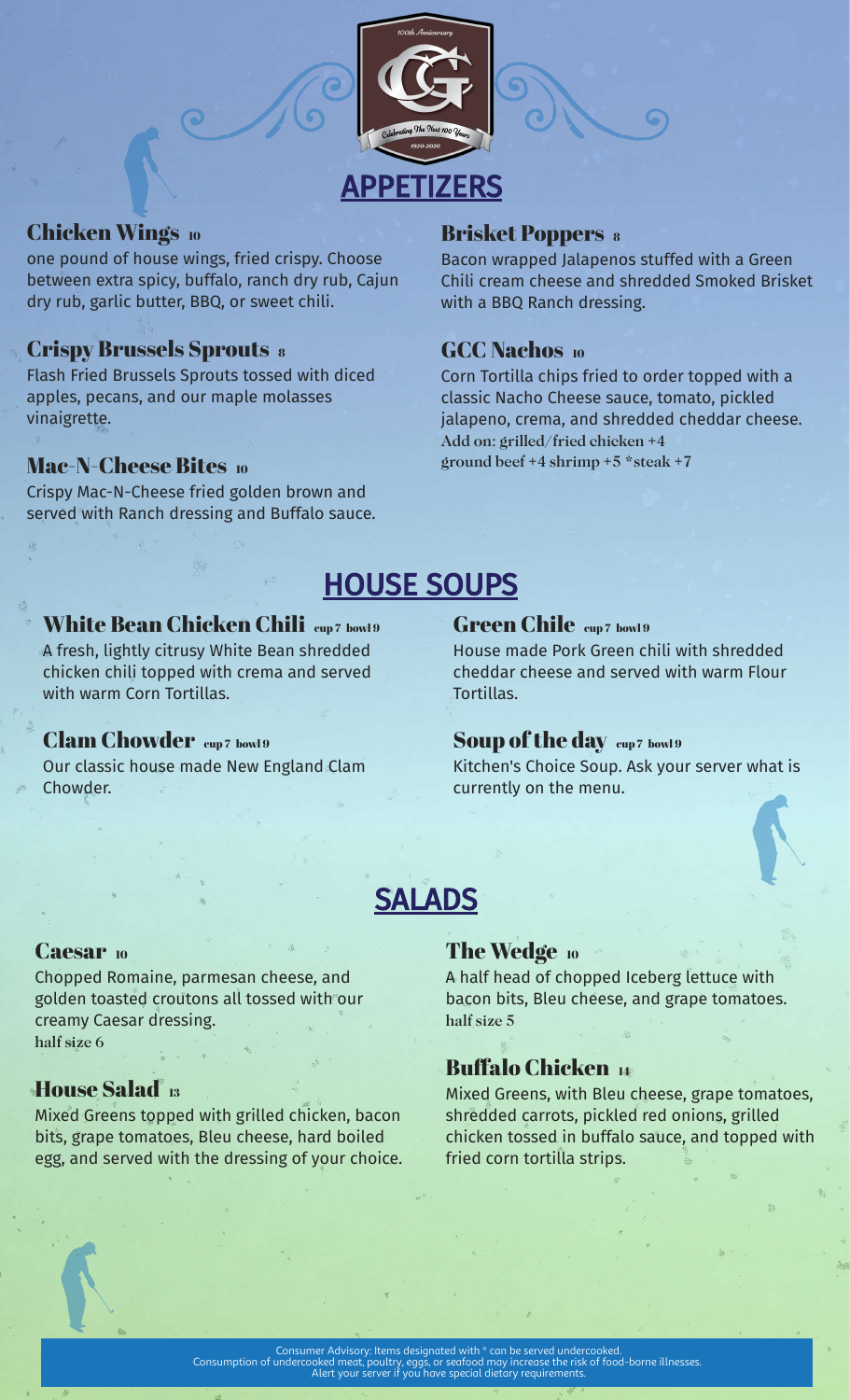# APPETIZERS

### Chicken Wings 10

one pound of house wings, fried crispy. Choose between extra spicy, buffalo, ranch dry rub, Cajun dry rub, garlic butter, BBQ, or sweet chili.

### Crispy Brussels Sprouts 8

Flash Fried Brussels Sprouts tossed with diced apples, pecans, and our maple molasses vinaigrette.

### Mac-N-Cheese Bites 10

Crispy Mac-N-Cheese fried golden brown and served with Ranch dressing and Buffalo sauce.

### Brisket Poppers 8

Bacon wrapped Jalapenos stuffed with a Green Chili cream cheese and shredded Smoked Brisket with a BBQ Ranch dressing.

### GCC Nachos 10

Corn Tortilla chips fried to order topped with a classic Nacho Cheese sauce, tomato, pickled jalapeno, crema, and shredded cheddar cheese.
Add on: grilled/fried chicken +4
ground beef +4 shrimp +5 *steak +7

# HOUSE SOUPS

### White Bean Chicken Chili cup 7 bowl 9

A fresh, lightly citrusy White Bean shredded chicken chili topped with crema and served with warm Corn Tortillas.

### Clam Chowder cup 7 bowl 9

Our classic house made New England Clam Chowder.

### Green Chile cup 7 bowl 9

House made Pork Green chili with shredded cheddar cheese and served with warm Flour Tortillas.

### Soup of the day cup 7 bowl 9

Kitchen's Choice Soup. Ask your server what is currently on the menu.

# SALADS

### Caesar 10

Chopped Romaine, parmesan cheese, and golden toasted croutons all tossed with our creamy Caesar dressing.
half size 6

### House Salad 13

Mixed Greens topped with grilled chicken, bacon bits, grape tomatoes, Bleu cheese, hard boiled egg, and served with the dressing of your choice.

### The Wedge 10

A half head of chopped Iceberg lettuce with bacon bits, Bleu cheese, and grape tomatoes.
half size 5

### Buffalo Chicken 14

Mixed Greens, with Bleu cheese, grape tomatoes, shredded carrots, pickled red onions, grilled chicken tossed in buffalo sauce, and topped with fried corn tortilla strips.

Consumer Advisory: Items designated with * can be served undercooked.
Consumption of undercooked meat, poultry, eggs, or seafood may increase the risk of food-borne illnesses.
Alert your server if you have special dietary requirements.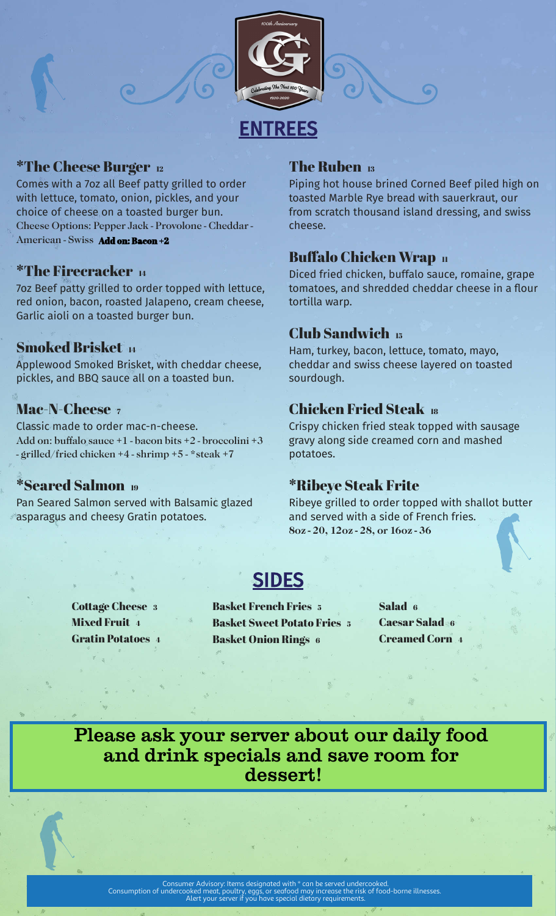# ENTREES

## *The Cheese Burger 12

Comes with a 7oz all Beef patty grilled to order with lettuce, tomato, onion, pickles, and your choice of cheese on a toasted burger bun.
Cheese Options: Pepper Jack - Provolone - Cheddar - American - Swiss **Add on: Bacon +2**

## *The Firecracker 14

7oz Beef patty grilled to order topped with lettuce, red onion, bacon, roasted Jalapeno, cream cheese, Garlic aioli on a toasted burger bun.

## Smoked Brisket 14

Applewood Smoked Brisket, with cheddar cheese, pickles, and BBQ sauce all on a toasted bun.

## Mac-N-Cheese 7

Classic made to order mac-n-cheese.
Add on: buffalo sauce +1 - bacon bits +2 - broccolini +3 - grilled/fried chicken +4 - shrimp +5 - *steak +7

## *Seared Salmon 19

Pan Seared Salmon served with Balsamic glazed asparagus and cheesy Gratin potatoes.

## The Ruben 13

Piping hot house brined Corned Beef piled high on toasted Marble Rye bread with sauerkraut, our from scratch thousand island dressing, and swiss cheese.

## Buffalo Chicken Wrap 11

Diced fried chicken, buffalo sauce, romaine, grape tomatoes, and shredded cheddar cheese in a flour tortilla warp.

## Club Sandwich 15

Ham, turkey, bacon, lettuce, tomato, mayo, cheddar and swiss cheese layered on toasted sourdough.

## Chicken Fried Steak 18

Crispy chicken fried steak topped with sausage gravy along side creamed corn and mashed potatoes.

## *Ribeye Steak Frite

Ribeye grilled to order topped with shallot butter and served with a side of French fries.
8oz - 20, 12oz - 28, or 16oz - 36

# SIDES

Cottage Cheese 3
Mixed Fruit 4
Gratin Potatoes 4
Basket French Fries 5
Basket Sweet Potato Fries 5
Basket Onion Rings 6
Salad 6
Caesar Salad 6
Creamed Corn 4

**Please ask your server about our daily food and drink specials and save room for dessert!**

Consumer Advisory: Items designated with * can be served undercooked.
Consumption of undercooked meat, poultry, eggs, or seafood may increase the risk of food-borne illnesses.
Alert your server if you have special dietary requirements.